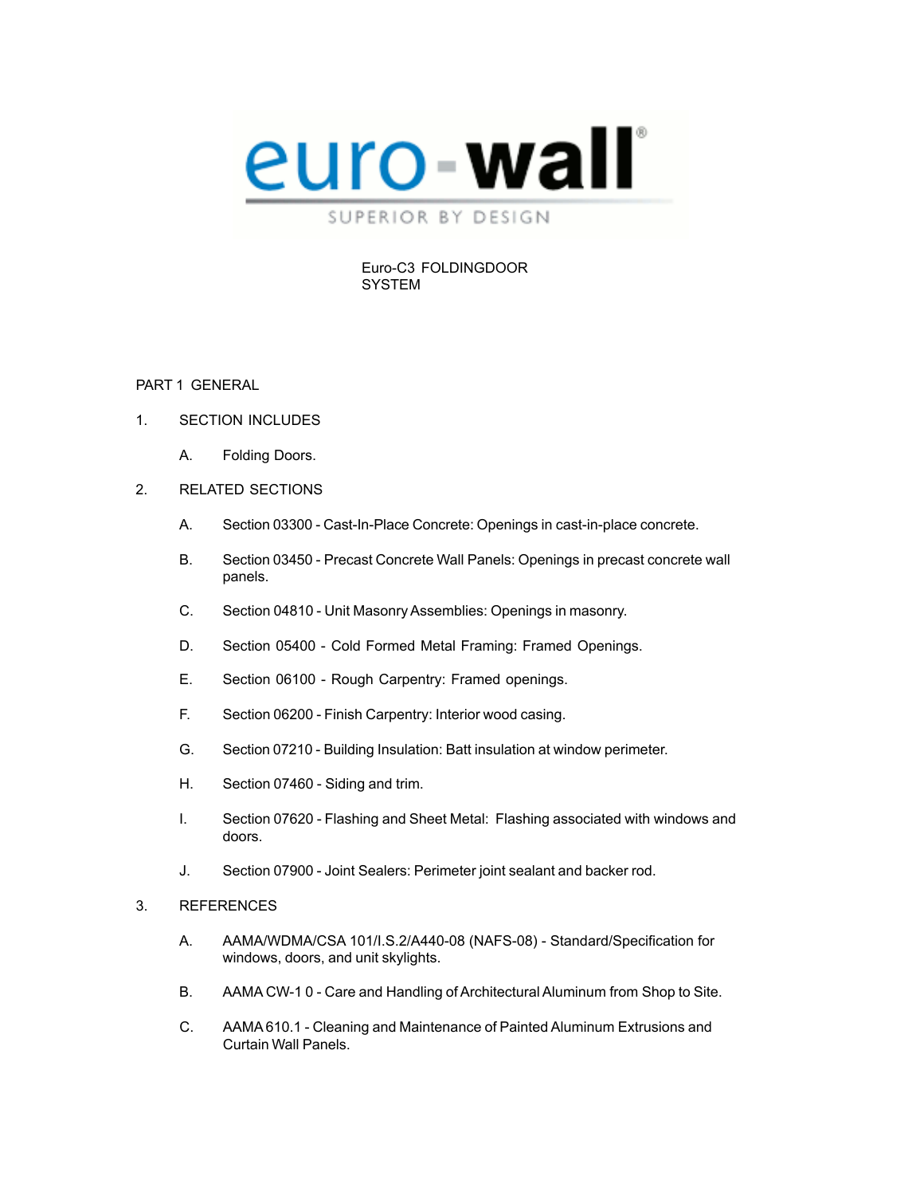euro-wall®

SUPERIOR BY DESIGN

Euro-C3 FOLDINGDOOR SYSTEM

# PART 1 GENERAL

1. SECTION INCLUDES

   A. Folding Doors.

2. RELATED SECTIONS

   A. Section 03300 - Cast-In-Place Concrete: Openings in cast-in-place concrete.

   B. Section 03450 - Precast Concrete Wall Panels: Openings in precast concrete wall panels.

   C. Section 04810 - Unit Masonry Assemblies: Openings in masonry.

   D. Section 05400 - Cold Formed Metal Framing: Framed Openings.

   E. Section 06100 - Rough Carpentry: Framed openings.

   F. Section 06200 - Finish Carpentry: Interior wood casing.

   G. Section 07210 - Building Insulation: Batt insulation at window perimeter.

   H. Section 07460 - Siding and trim.

   I. Section 07620 - Flashing and Sheet Metal: Flashing associated with windows and doors.

   J. Section 07900 - Joint Sealers: Perimeter joint sealant and backer rod.

3. REFERENCES

   A. AAMA/WDMA/CSA 101/I.S.2/A440-08 (NAFS-08) - Standard/Specification for windows, doors, and unit skylights.

   B. AAMA CW-1 0 - Care and Handling of Architectural Aluminum from Shop to Site.

   C. AAMA 610.1 - Cleaning and Maintenance of Painted Aluminum Extrusions and Curtain Wall Panels.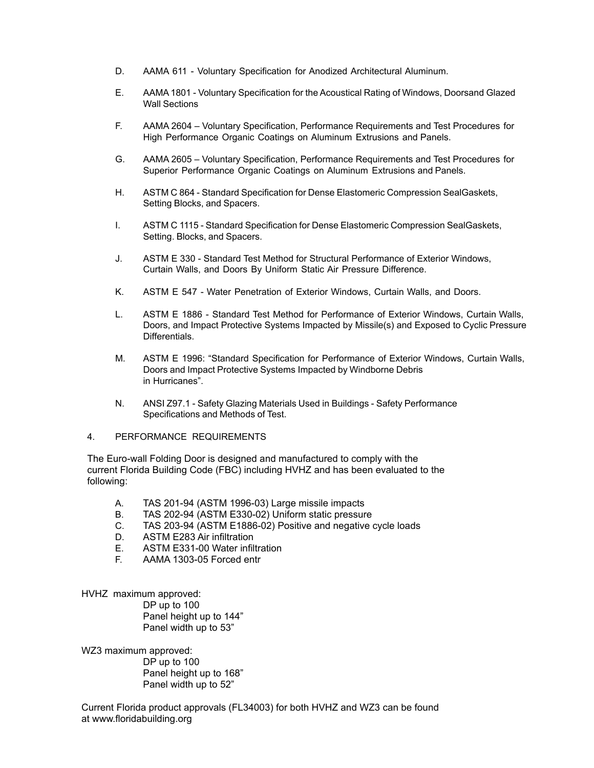D. AAMA 611 - Voluntary Specification for Anodized Architectural Aluminum.

E. AAMA 1801 - Voluntary Specification for the Acoustical Rating of Windows, Doorsand Glazed Wall Sections

F. AAMA 2604 – Voluntary Specification, Performance Requirements and Test Procedures for High Performance Organic Coatings on Aluminum Extrusions and Panels.

G. AAMA 2605 – Voluntary Specification, Performance Requirements and Test Procedures for Superior Performance Organic Coatings on Aluminum Extrusions and Panels.

H. ASTM C 864 - Standard Specification for Dense Elastomeric Compression SealGaskets, Setting Blocks, and Spacers.

I. ASTM C 1115 - Standard Specification for Dense Elastomeric Compression SealGaskets, Setting. Blocks, and Spacers.

J. ASTM E 330 - Standard Test Method for Structural Performance of Exterior Windows, Curtain Walls, and Doors By Uniform Static Air Pressure Difference.

K. ASTM E 547 - Water Penetration of Exterior Windows, Curtain Walls, and Doors.

L. ASTM E 1886 - Standard Test Method for Performance of Exterior Windows, Curtain Walls, Doors, and Impact Protective Systems Impacted by Missile(s) and Exposed to Cyclic Pressure Differentials.

M. ASTM E 1996: "Standard Specification for Performance of Exterior Windows, Curtain Walls, Doors and Impact Protective Systems Impacted by Windborne Debris in Hurricanes".

N. ANSI Z97.1 - Safety Glazing Materials Used in Buildings - Safety Performance Specifications and Methods of Test.

## 4. PERFORMANCE REQUIREMENTS

The Euro-wall Folding Door is designed and manufactured to comply with the current Florida Building Code (FBC) including HVHZ and has been evaluated to the following:

A. TAS 201-94 (ASTM 1996-03) Large missile impacts
B. TAS 202-94 (ASTM E330-02) Uniform static pressure
C. TAS 203-94 (ASTM E1886-02) Positive and negative cycle loads
D. ASTM E283 Air infiltration
E. ASTM E331-00 Water infiltration
F. AAMA 1303-05 Forced entr

HVHZ maximum approved:

DP up to 100
Panel height up to 144"
Panel width up to 53"

WZ3 maximum approved:

DP up to 100
Panel height up to 168"
Panel width up to 52"

Current Florida product approvals (FL34003) for both HVHZ and WZ3 can be found at www.floridabuilding.org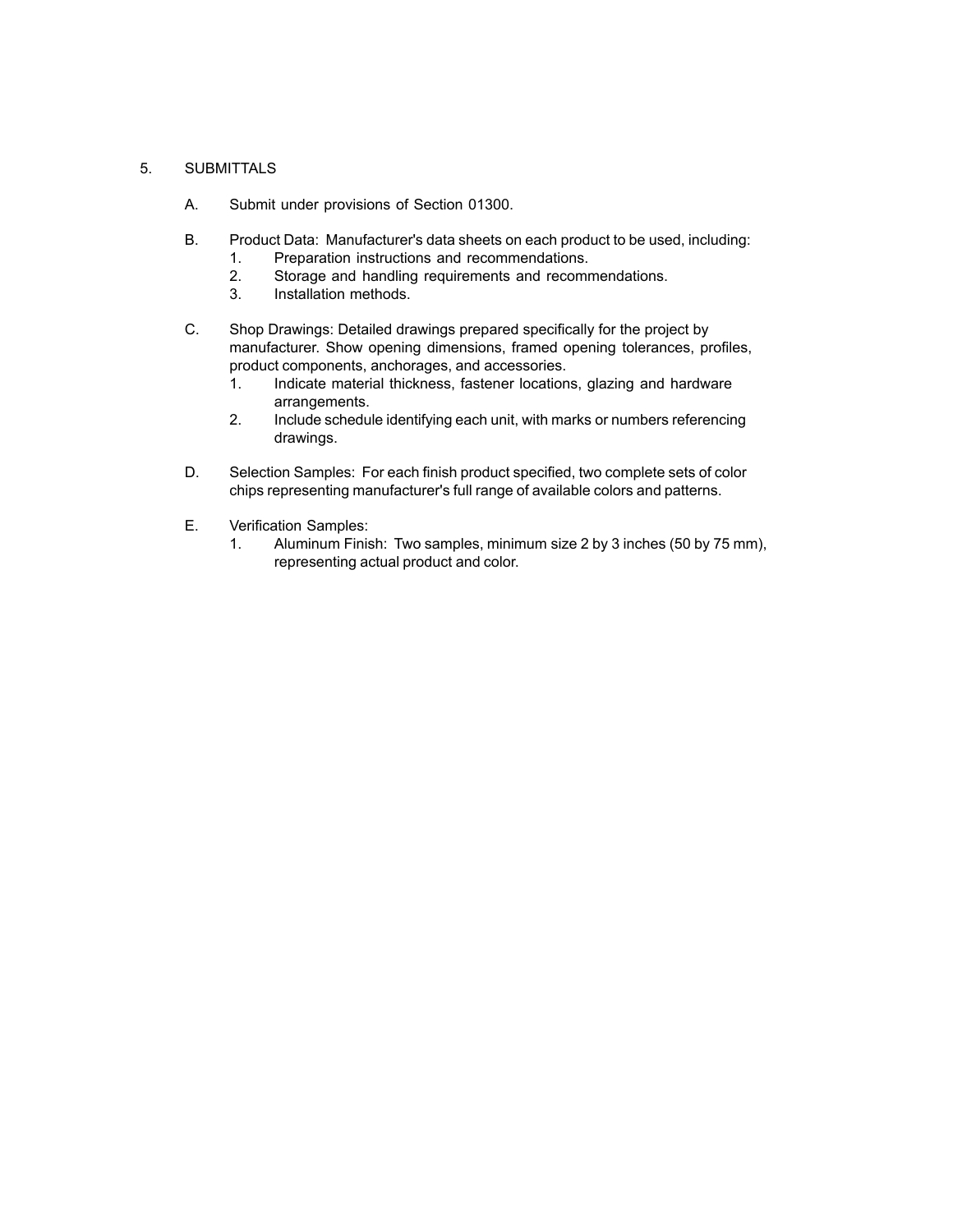5. SUBMITTALS

   A. Submit under provisions of Section 01300.

   B. Product Data: Manufacturer's data sheets on each product to be used, including:
      1. Preparation instructions and recommendations.
      2. Storage and handling requirements and recommendations.
      3. Installation methods.

   C. Shop Drawings: Detailed drawings prepared specifically for the project by manufacturer. Show opening dimensions, framed opening tolerances, profiles, product components, anchorages, and accessories.
      1. Indicate material thickness, fastener locations, glazing and hardware arrangements.
      2. Include schedule identifying each unit, with marks or numbers referencing drawings.

   D. Selection Samples: For each finish product specified, two complete sets of color chips representing manufacturer's full range of available colors and patterns.

   E. Verification Samples:
      1. Aluminum Finish: Two samples, minimum size 2 by 3 inches (50 by 75 mm), representing actual product and color.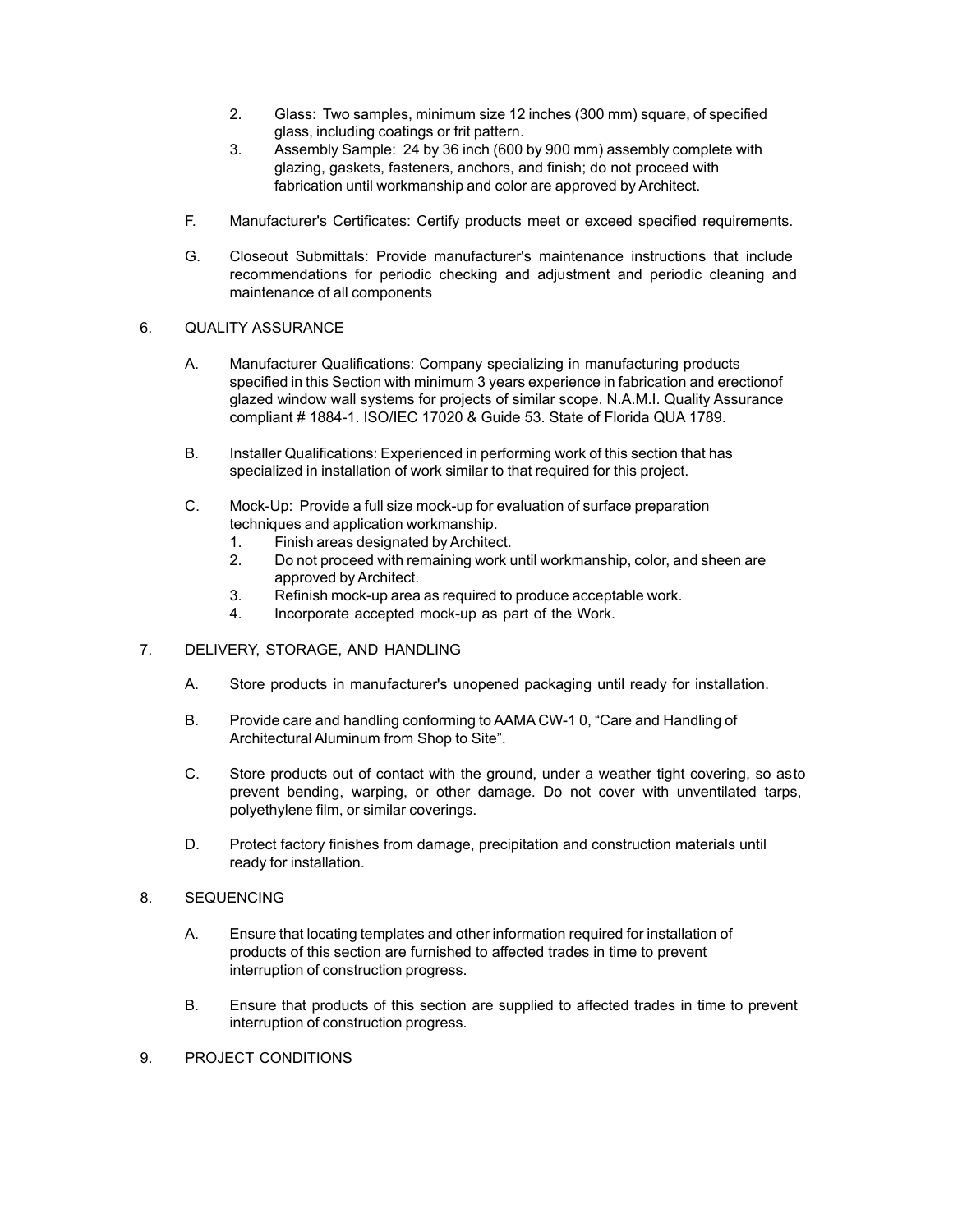2. Glass: Two samples, minimum size 12 inches (300 mm) square, of specified glass, including coatings or frit pattern.
3. Assembly Sample: 24 by 36 inch (600 by 900 mm) assembly complete with glazing, gaskets, fasteners, anchors, and finish; do not proceed with fabrication until workmanship and color are approved by Architect.

F. Manufacturer's Certificates: Certify products meet or exceed specified requirements.

G. Closeout Submittals: Provide manufacturer's maintenance instructions that include recommendations for periodic checking and adjustment and periodic cleaning and maintenance of all components

6. QUALITY ASSURANCE

A. Manufacturer Qualifications: Company specializing in manufacturing products specified in this Section with minimum 3 years experience in fabrication and erectionof glazed window wall systems for projects of similar scope. N.A.M.I. Quality Assurance compliant # 1884-1. ISO/IEC 17020 & Guide 53. State of Florida QUA 1789.

B. Installer Qualifications: Experienced in performing work of this section that has specialized in installation of work similar to that required for this project.

C. Mock-Up: Provide a full size mock-up for evaluation of surface preparation techniques and application workmanship.
1. Finish areas designated by Architect.
2. Do not proceed with remaining work until workmanship, color, and sheen are approved by Architect.
3. Refinish mock-up area as required to produce acceptable work.
4. Incorporate accepted mock-up as part of the Work.

7. DELIVERY, STORAGE, AND HANDLING

A. Store products in manufacturer's unopened packaging until ready for installation.

B. Provide care and handling conforming to AAMA CW-1 0, “Care and Handling of Architectural Aluminum from Shop to Site”.

C. Store products out of contact with the ground, under a weather tight covering, so asto prevent bending, warping, or other damage. Do not cover with unventilated tarps, polyethylene film, or similar coverings.

D. Protect factory finishes from damage, precipitation and construction materials until ready for installation.

8. SEQUENCING

A. Ensure that locating templates and other information required for installation of products of this section are furnished to affected trades in time to prevent interruption of construction progress.

B. Ensure that products of this section are supplied to affected trades in time to prevent interruption of construction progress.

9. PROJECT CONDITIONS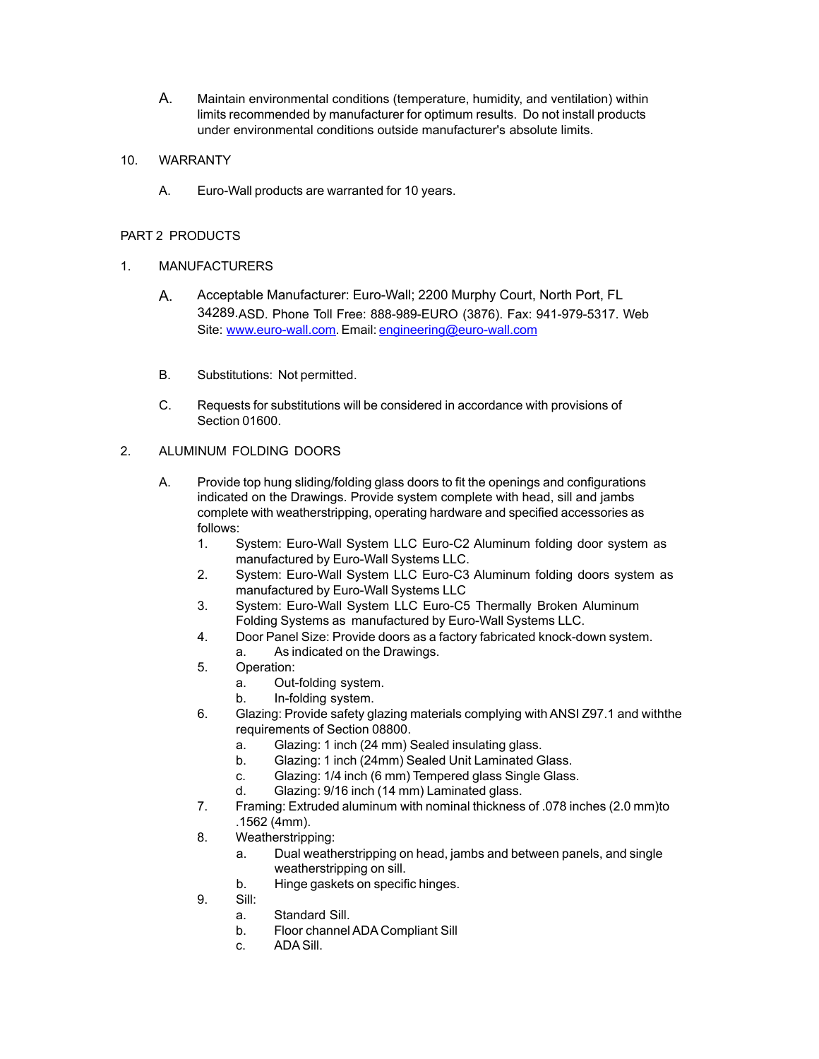A. Maintain environmental conditions (temperature, humidity, and ventilation) within limits recommended by manufacturer for optimum results. Do not install products under environmental conditions outside manufacturer's absolute limits.

10. WARRANTY

A. Euro-Wall products are warranted for 10 years.

PART 2 PRODUCTS

1. MANUFACTURERS

A. Acceptable Manufacturer: Euro-Wall; 2200 Murphy Court, North Port, FL 34289.ASD. Phone Toll Free: 888-989-EURO (3876). Fax: 941-979-5317. Web Site: [www.euro-wall.com](http://www.euro-wall.com). Email: [engineering@euro-wall.com](mailto:engineering@euro-wall.com)

B. Substitutions: Not permitted.

C. Requests for substitutions will be considered in accordance with provisions of Section 01600.

2. ALUMINUM FOLDING DOORS

A. Provide top hung sliding/folding glass doors to fit the openings and configurations indicated on the Drawings. Provide system complete with head, sill and jambs complete with weatherstripping, operating hardware and specified accessories as follows:
   1. System: Euro-Wall System LLC Euro-C2 Aluminum folding door system as manufactured by Euro-Wall Systems LLC.
   2. System: Euro-Wall System LLC Euro-C3 Aluminum folding doors system as manufactured by Euro-Wall Systems LLC
   3. System: Euro-Wall System LLC Euro-C5 Thermally Broken Aluminum Folding Systems as manufactured by Euro-Wall Systems LLC.
   4. Door Panel Size: Provide doors as a factory fabricated knock-down system.
      a. As indicated on the Drawings.
   5. Operation:
      a. Out-folding system.
      b. In-folding system.
   6. Glazing: Provide safety glazing materials complying with ANSI Z97.1 and withthe requirements of Section 08800.
      a. Glazing: 1 inch (24 mm) Sealed insulating glass.
      b. Glazing: 1 inch (24mm) Sealed Unit Laminated Glass.
      c. Glazing: 1/4 inch (6 mm) Tempered glass Single Glass.
      d. Glazing: 9/16 inch (14 mm) Laminated glass.
   7. Framing: Extruded aluminum with nominal thickness of .078 inches (2.0 mm)to .1562 (4mm).
   8. Weatherstripping:
      a. Dual weatherstripping on head, jambs and between panels, and single weatherstripping on sill.
      b. Hinge gaskets on specific hinges.
   9. Sill:
      a. Standard Sill.
      b. Floor channel ADA Compliant Sill
      c. ADA Sill.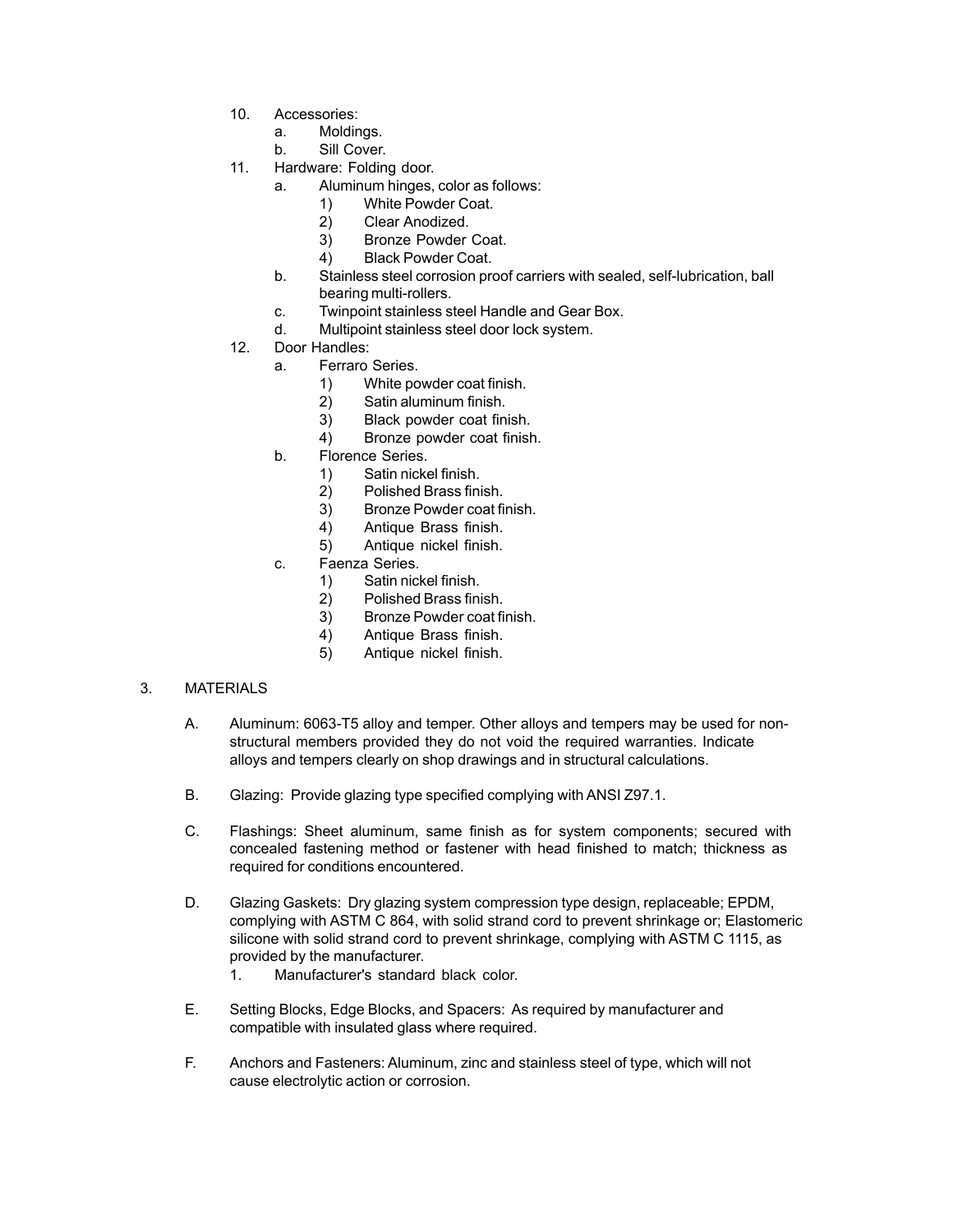10. Accessories:
    a. Moldings.
    b. Sill Cover.
11. Hardware: Folding door.
    a. Aluminum hinges, color as follows:
        1) White Powder Coat.
        2) Clear Anodized.
        3) Bronze Powder Coat.
        4) Black Powder Coat.
    b. Stainless steel corrosion proof carriers with sealed, self-lubrication, ball bearing multi-rollers.
    c. Twinpoint stainless steel Handle and Gear Box.
    d. Multipoint stainless steel door lock system.
12. Door Handles:
    a. Ferraro Series.
        1) White powder coat finish.
        2) Satin aluminum finish.
        3) Black powder coat finish.
        4) Bronze powder coat finish.
    b. Florence Series.
        1) Satin nickel finish.
        2) Polished Brass finish.
        3) Bronze Powder coat finish.
        4) Antique Brass finish.
        5) Antique nickel finish.
    c. Faenza Series.
        1) Satin nickel finish.
        2) Polished Brass finish.
        3) Bronze Powder coat finish.
        4) Antique Brass finish.
        5) Antique nickel finish.

## 3. MATERIALS

A. Aluminum: 6063-T5 alloy and temper. Other alloys and tempers may be used for non-structural members provided they do not void the required warranties. Indicate alloys and tempers clearly on shop drawings and in structural calculations.

B. Glazing: Provide glazing type specified complying with ANSI Z97.1.

C. Flashings: Sheet aluminum, same finish as for system components; secured with concealed fastening method or fastener with head finished to match; thickness as required for conditions encountered.

D. Glazing Gaskets: Dry glazing system compression type design, replaceable; EPDM, complying with ASTM C 864, with solid strand cord to prevent shrinkage or; Elastomeric silicone with solid strand cord to prevent shrinkage, complying with ASTM C 1115, as provided by the manufacturer.
    1. Manufacturer's standard black color.

E. Setting Blocks, Edge Blocks, and Spacers: As required by manufacturer and compatible with insulated glass where required.

F. Anchors and Fasteners: Aluminum, zinc and stainless steel of type, which will not cause electrolytic action or corrosion.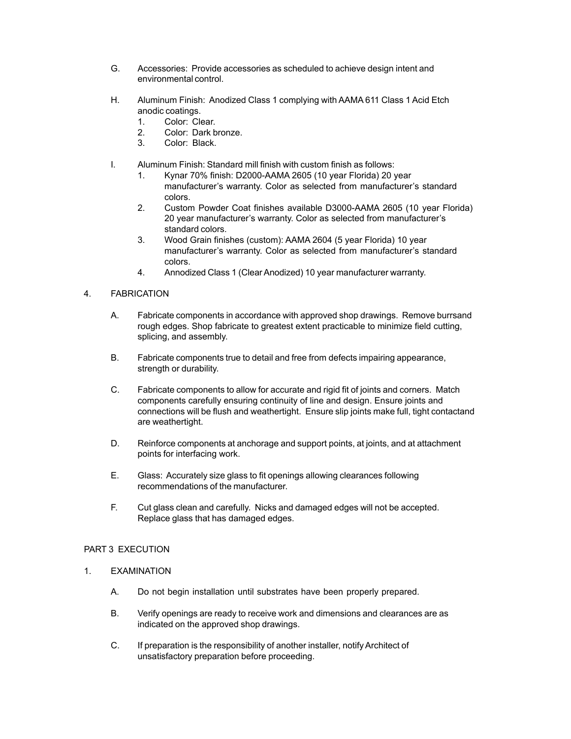G. Accessories: Provide accessories as scheduled to achieve design intent and environmental control.

H. Aluminum Finish: Anodized Class 1 complying with AAMA 611 Class 1 Acid Etch anodic coatings.
   1. Color: Clear.
   2. Color: Dark bronze.
   3. Color: Black.

I. Aluminum Finish: Standard mill finish with custom finish as follows:
   1. Kynar 70% finish: D2000-AAMA 2605 (10 year Florida) 20 year manufacturer's warranty. Color as selected from manufacturer's standard colors.
   2. Custom Powder Coat finishes available D3000-AAMA 2605 (10 year Florida) 20 year manufacturer's warranty. Color as selected from manufacturer's standard colors.
   3. Wood Grain finishes (custom): AAMA 2604 (5 year Florida) 10 year manufacturer's warranty. Color as selected from manufacturer's standard colors.
   4. Annodized Class 1 (Clear Anodized) 10 year manufacturer warranty.

## 4. FABRICATION

A. Fabricate components in accordance with approved shop drawings. Remove burrsand rough edges. Shop fabricate to greatest extent practicable to minimize field cutting, splicing, and assembly.

B. Fabricate components true to detail and free from defects impairing appearance, strength or durability.

C. Fabricate components to allow for accurate and rigid fit of joints and corners. Match components carefully ensuring continuity of line and design. Ensure joints and connections will be flush and weathertight. Ensure slip joints make full, tight contactand are weathertight.

D. Reinforce components at anchorage and support points, at joints, and at attachment points for interfacing work.

E. Glass: Accurately size glass to fit openings allowing clearances following recommendations of the manufacturer.

F. Cut glass clean and carefully. Nicks and damaged edges will not be accepted. Replace glass that has damaged edges.

# PART 3 EXECUTION

## 1. EXAMINATION

A. Do not begin installation until substrates have been properly prepared.

B. Verify openings are ready to receive work and dimensions and clearances are as indicated on the approved shop drawings.

C. If preparation is the responsibility of another installer, notify Architect of unsatisfactory preparation before proceeding.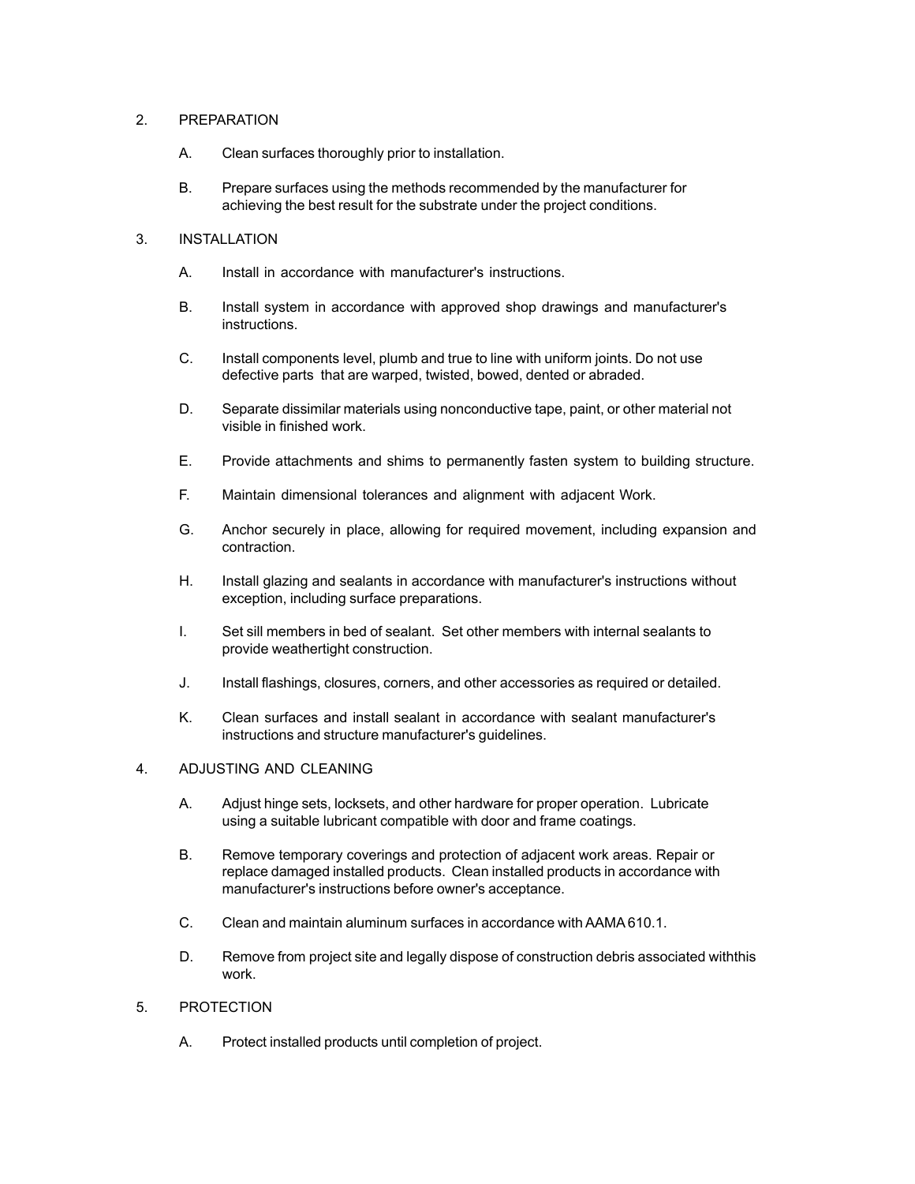2. PREPARATION

   A. Clean surfaces thoroughly prior to installation.

   B. Prepare surfaces using the methods recommended by the manufacturer for achieving the best result for the substrate under the project conditions.

3. INSTALLATION

   A. Install in accordance with manufacturer's instructions.

   B. Install system in accordance with approved shop drawings and manufacturer's instructions.

   C. Install components level, plumb and true to line with uniform joints. Do not use defective parts that are warped, twisted, bowed, dented or abraded.

   D. Separate dissimilar materials using nonconductive tape, paint, or other material not visible in finished work.

   E. Provide attachments and shims to permanently fasten system to building structure.

   F. Maintain dimensional tolerances and alignment with adjacent Work.

   G. Anchor securely in place, allowing for required movement, including expansion and contraction.

   H. Install glazing and sealants in accordance with manufacturer's instructions without exception, including surface preparations.

   I. Set sill members in bed of sealant. Set other members with internal sealants to provide weathertight construction.

   J. Install flashings, closures, corners, and other accessories as required or detailed.

   K. Clean surfaces and install sealant in accordance with sealant manufacturer's instructions and structure manufacturer's guidelines.

4. ADJUSTING AND CLEANING

   A. Adjust hinge sets, locksets, and other hardware for proper operation. Lubricate using a suitable lubricant compatible with door and frame coatings.

   B. Remove temporary coverings and protection of adjacent work areas. Repair or replace damaged installed products. Clean installed products in accordance with manufacturer's instructions before owner's acceptance.

   C. Clean and maintain aluminum surfaces in accordance with AAMA 610.1.

   D. Remove from project site and legally dispose of construction debris associated withthis work.

5. PROTECTION

   A. Protect installed products until completion of project.